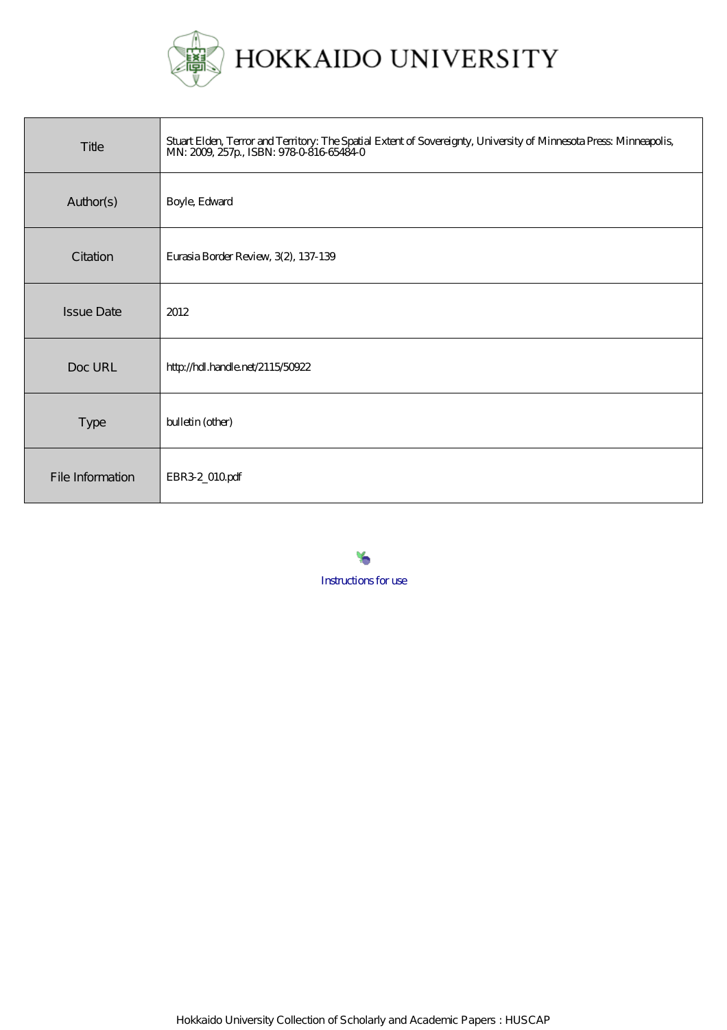# HOKKAIDO UNIVERSITY

| Title | Stuart Elden, Terror and Territory: The Spatial Extent of Sovereignty, University of Minnesota Press: Minneapolis, MN: 2009, 257p., ISBN: 978-0-816-65484-0 |
| --- | --- |
| Author(s) | Boyle, Edward |
| Citation | Eurasia Border Review, 3(2), 137-139 |
| Issue Date | 2012 |
| Doc URL | http://hdl.handle.net/2115/50922 |
| Type | bulletin (other) |
| File Information | EBR3-2_010.pdf |

Instructions for use

Hokkaido University Collection of Scholarly and Academic Papers : HUSCAP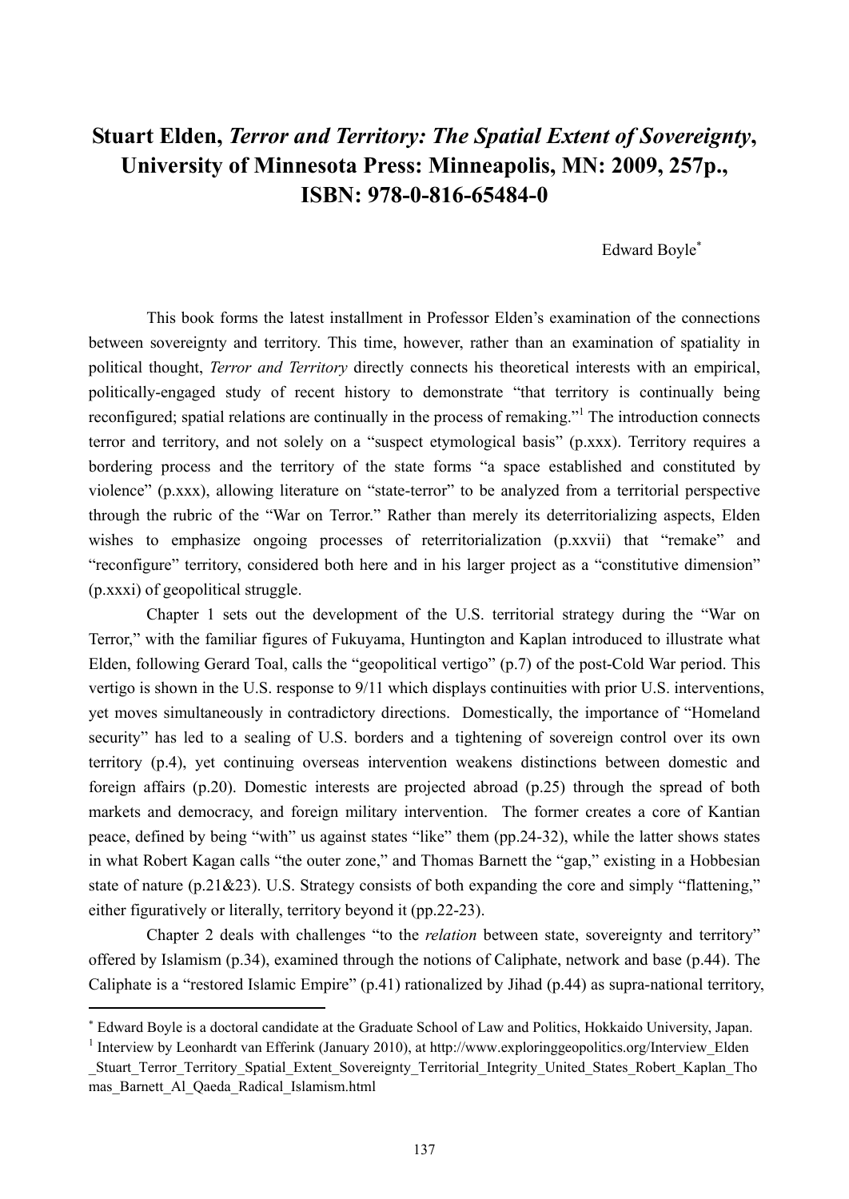# Stuart Elden, *Terror and Territory: The Spatial Extent of Sovereignty*, University of Minnesota Press: Minneapolis, MN: 2009, 257p., ISBN: 978-0-816-65484-0

Edward Boyle[*]

This book forms the latest installment in Professor Elden's examination of the connections between sovereignty and territory. This time, however, rather than an examination of spatiality in political thought, *Terror and Territory* directly connects his theoretical interests with an empirical, politically-engaged study of recent history to demonstrate "that territory is continually being reconfigured; spatial relations are continually in the process of remaking."[1] The introduction connects terror and territory, and not solely on a "suspect etymological basis" (p.xxx). Territory requires a bordering process and the territory of the state forms "a space established and constituted by violence" (p.xxx), allowing literature on "state-terror" to be analyzed from a territorial perspective through the rubric of the "War on Terror." Rather than merely its deterritorializing aspects, Elden wishes to emphasize ongoing processes of reterritorialization (p.xxvii) that "remake" and "reconfigure" territory, considered both here and in his larger project as a "constitutive dimension" (p.xxxi) of geopolitical struggle.

Chapter 1 sets out the development of the U.S. territorial strategy during the "War on Terror," with the familiar figures of Fukuyama, Huntington and Kaplan introduced to illustrate what Elden, following Gerard Toal, calls the "geopolitical vertigo" (p.7) of the post-Cold War period. This vertigo is shown in the U.S. response to 9/11 which displays continuities with prior U.S. interventions, yet moves simultaneously in contradictory directions. Domestically, the importance of "Homeland security" has led to a sealing of U.S. borders and a tightening of sovereign control over its own territory (p.4), yet continuing overseas intervention weakens distinctions between domestic and foreign affairs (p.20). Domestic interests are projected abroad (p.25) through the spread of both markets and democracy, and foreign military intervention. The former creates a core of Kantian peace, defined by being "with" us against states "like" them (pp.24-32), while the latter shows states in what Robert Kagan calls "the outer zone," and Thomas Barnett the "gap," existing in a Hobbesian state of nature (p.21&23). U.S. Strategy consists of both expanding the core and simply "flattening," either figuratively or literally, territory beyond it (pp.22-23).

Chapter 2 deals with challenges "to the *relation* between state, sovereignty and territory" offered by Islamism (p.34), examined through the notions of Caliphate, network and base (p.44). The Caliphate is a "restored Islamic Empire" (p.41) rationalized by Jihad (p.44) as supra-national territory,

---

[*] Edward Boyle is a doctoral candidate at the Graduate School of Law and Politics, Hokkaido University, Japan.

[1] Interview by Leonhardt van Efferink (January 2010), at http://www.exploringgeopolitics.org/Interview_Elden_Stuart_Terror_Territory_Spatial_Extent_Sovereignty_Territorial_Integrity_United_States_Robert_Kaplan_Thomas_Barnett_Al_Qaeda_Radical_Islamism.html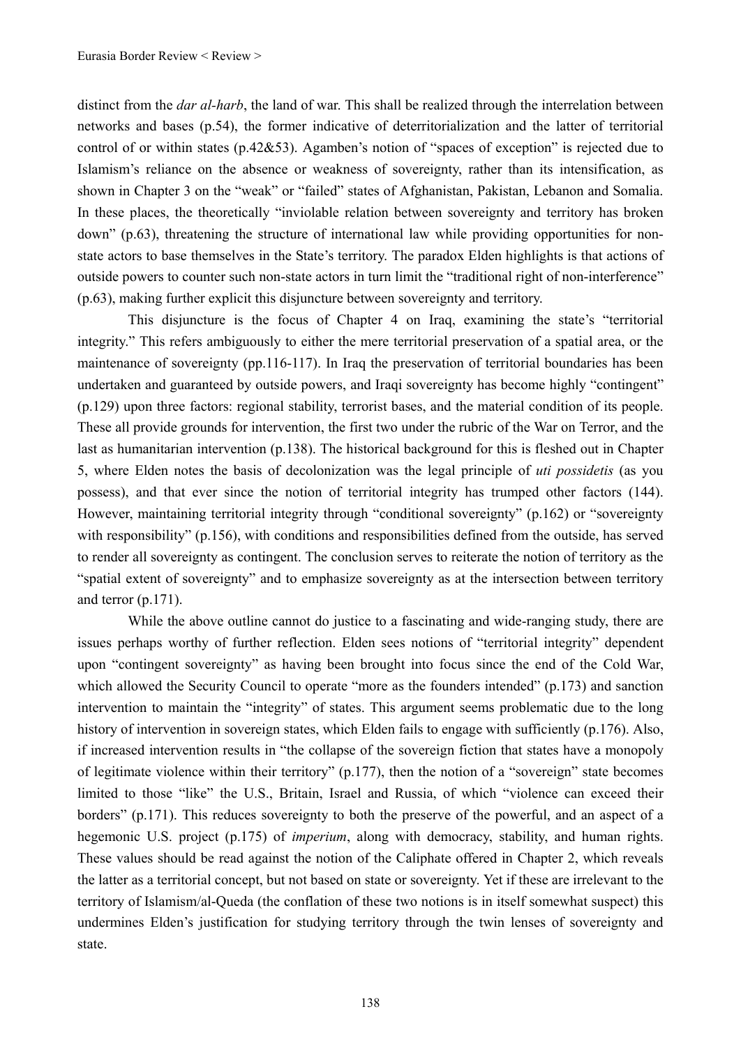distinct from the *dar al-harb*, the land of war. This shall be realized through the interrelation between networks and bases (p.54), the former indicative of deterritorialization and the latter of territorial control of or within states (p.42&53). Agamben's notion of "spaces of exception" is rejected due to Islamism's reliance on the absence or weakness of sovereignty, rather than its intensification, as shown in Chapter 3 on the "weak" or "failed" states of Afghanistan, Pakistan, Lebanon and Somalia. In these places, the theoretically "inviolable relation between sovereignty and territory has broken down" (p.63), threatening the structure of international law while providing opportunities for non-state actors to base themselves in the State's territory. The paradox Elden highlights is that actions of outside powers to counter such non-state actors in turn limit the "traditional right of non-interference" (p.63), making further explicit this disjuncture between sovereignty and territory.

This disjuncture is the focus of Chapter 4 on Iraq, examining the state's "territorial integrity." This refers ambiguously to either the mere territorial preservation of a spatial area, or the maintenance of sovereignty (pp.116-117). In Iraq the preservation of territorial boundaries has been undertaken and guaranteed by outside powers, and Iraqi sovereignty has become highly "contingent" (p.129) upon three factors: regional stability, terrorist bases, and the material condition of its people. These all provide grounds for intervention, the first two under the rubric of the War on Terror, and the last as humanitarian intervention (p.138). The historical background for this is fleshed out in Chapter 5, where Elden notes the basis of decolonization was the legal principle of *uti possidetis* (as you possess), and that ever since the notion of territorial integrity has trumped other factors (144). However, maintaining territorial integrity through "conditional sovereignty" (p.162) or "sovereignty with responsibility" (p.156), with conditions and responsibilities defined from the outside, has served to render all sovereignty as contingent. The conclusion serves to reiterate the notion of territory as the "spatial extent of sovereignty" and to emphasize sovereignty as at the intersection between territory and terror (p.171).

While the above outline cannot do justice to a fascinating and wide-ranging study, there are issues perhaps worthy of further reflection. Elden sees notions of "territorial integrity" dependent upon "contingent sovereignty" as having been brought into focus since the end of the Cold War, which allowed the Security Council to operate "more as the founders intended" (p.173) and sanction intervention to maintain the "integrity" of states. This argument seems problematic due to the long history of intervention in sovereign states, which Elden fails to engage with sufficiently (p.176). Also, if increased intervention results in "the collapse of the sovereign fiction that states have a monopoly of legitimate violence within their territory" (p.177), then the notion of a "sovereign" state becomes limited to those "like" the U.S., Britain, Israel and Russia, of which "violence can exceed their borders" (p.171). This reduces sovereignty to both the preserve of the powerful, and an aspect of a hegemonic U.S. project (p.175) of *imperium*, along with democracy, stability, and human rights. These values should be read against the notion of the Caliphate offered in Chapter 2, which reveals the latter as a territorial concept, but not based on state or sovereignty. Yet if these are irrelevant to the territory of Islamism/al-Queda (the conflation of these two notions is in itself somewhat suspect) this undermines Elden's justification for studying territory through the twin lenses of sovereignty and state.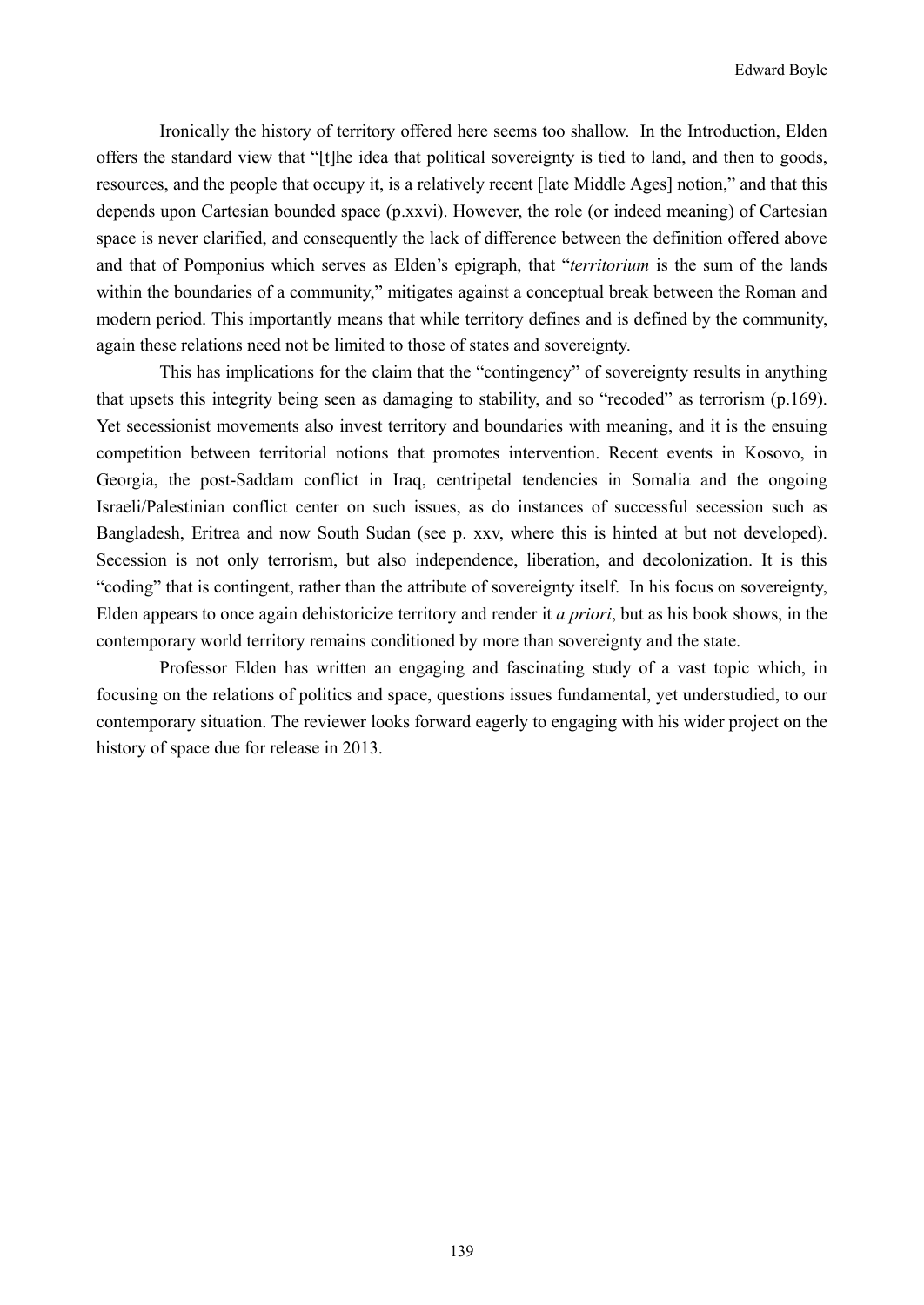Ironically the history of territory offered here seems too shallow. In the Introduction, Elden offers the standard view that "[t]he idea that political sovereignty is tied to land, and then to goods, resources, and the people that occupy it, is a relatively recent [late Middle Ages] notion," and that this depends upon Cartesian bounded space (p.xxvi). However, the role (or indeed meaning) of Cartesian space is never clarified, and consequently the lack of difference between the definition offered above and that of Pomponius which serves as Elden's epigraph, that "*territorium* is the sum of the lands within the boundaries of a community," mitigates against a conceptual break between the Roman and modern period. This importantly means that while territory defines and is defined by the community, again these relations need not be limited to those of states and sovereignty.

This has implications for the claim that the "contingency" of sovereignty results in anything that upsets this integrity being seen as damaging to stability, and so "recoded" as terrorism (p.169). Yet secessionist movements also invest territory and boundaries with meaning, and it is the ensuing competition between territorial notions that promotes intervention. Recent events in Kosovo, in Georgia, the post-Saddam conflict in Iraq, centripetal tendencies in Somalia and the ongoing Israeli/Palestinian conflict center on such issues, as do instances of successful secession such as Bangladesh, Eritrea and now South Sudan (see p. xxv, where this is hinted at but not developed). Secession is not only terrorism, but also independence, liberation, and decolonization. It is this "coding" that is contingent, rather than the attribute of sovereignty itself. In his focus on sovereignty, Elden appears to once again dehistoricize territory and render it *a priori*, but as his book shows, in the contemporary world territory remains conditioned by more than sovereignty and the state.

Professor Elden has written an engaging and fascinating study of a vast topic which, in focusing on the relations of politics and space, questions issues fundamental, yet understudied, to our contemporary situation. The reviewer looks forward eagerly to engaging with his wider project on the history of space due for release in 2013.